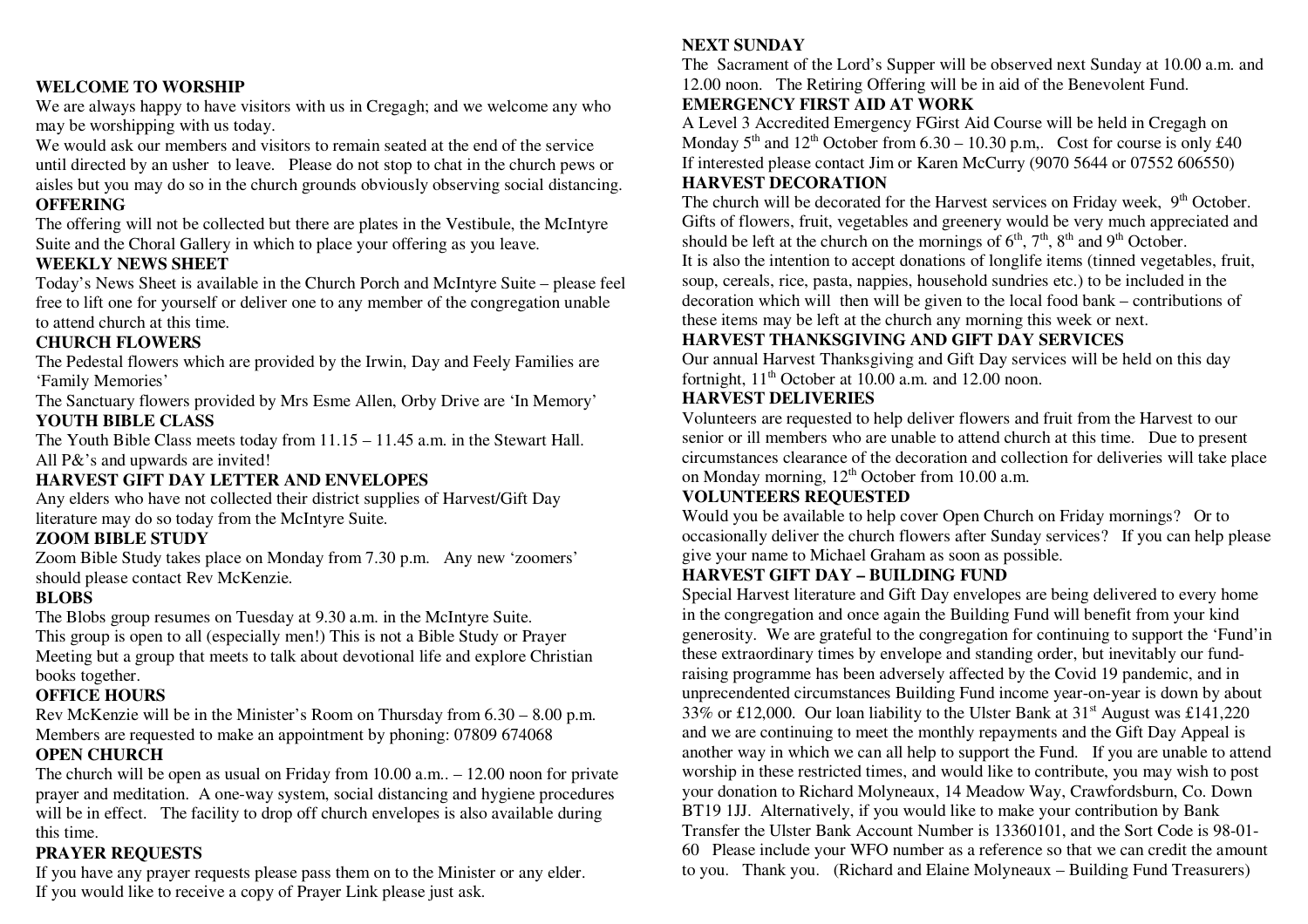**WELCOME TO WORSHIP**

We are always happy to have visitors with us in Cregagh; and we welcome any who may be worshipping with us today.

We would ask our members and visitors to remain seated at the end of the service until directed by an usher to leave. Please do not stop to chat in the church pews or aisles but you may do so in the church grounds obviously observing social distancing.

**OFFERING**

The offering will not be collected but there are plates in the Vestibule, the McIntyre Suite and the Choral Gallery in which to place your offering as you leave.

**WEEKLY NEWS SHEET**

Today's News Sheet is available in the Church Porch and McIntyre Suite – please feel free to lift one for yourself or deliver one to any member of the congregation unable to attend church at this time.

**CHURCH FLOWERS**

The Pedestal flowers which are provided by the Irwin, Day and Feely Families are 'Family Memories'

The Sanctuary flowers provided by Mrs Esme Allen, Orby Drive are 'In Memory'

**YOUTH BIBLE CLASS**

The Youth Bible Class meets today from 11.15 – 11.45 a.m. in the Stewart Hall.
All P&'s and upwards are invited!

**HARVEST GIFT DAY LETTER AND ENVELOPES**

Any elders who have not collected their district supplies of Harvest/Gift Day literature may do so today from the McIntyre Suite.

**ZOOM BIBLE STUDY**

Zoom Bible Study takes place on Monday from 7.30 p.m. Any new 'zoomers' should please contact Rev McKenzie.

**BLOBS**

The Blobs group resumes on Tuesday at 9.30 a.m. in the McIntyre Suite.
This group is open to all (especially men!) This is not a Bible Study or Prayer Meeting but a group that meets to talk about devotional life and explore Christian books together.

**OFFICE HOURS**

Rev McKenzie will be in the Minister's Room on Thursday from 6.30 – 8.00 p.m.
Members are requested to make an appointment by phoning: 07809 674068

**OPEN CHURCH**

The church will be open as usual on Friday from 10.00 a.m.. – 12.00 noon for private prayer and meditation. A one-way system, social distancing and hygiene procedures will be in effect. The facility to drop off church envelopes is also available during this time.

**PRAYER REQUESTS**

If you have any prayer requests please pass them on to the Minister or any elder.
If you would like to receive a copy of Prayer Link please just ask.

**NEXT SUNDAY**

The Sacrament of the Lord's Supper will be observed next Sunday at 10.00 a.m. and 12.00 noon. The Retiring Offering will be in aid of the Benevolent Fund.

**EMERGENCY FIRST AID AT WORK**

A Level 3 Accredited Emergency FGirst Aid Course will be held in Cregagh on Monday 5th and 12th October from 6.30 – 10.30 p.m,. Cost for course is only £40
If interested please contact Jim or Karen McCurry (9070 5644 or 07552 606550)

**HARVEST DECORATION**

The church will be decorated for the Harvest services on Friday week, 9th October. Gifts of flowers, fruit, vegetables and greenery would be very much appreciated and should be left at the church on the mornings of 6th, 7th, 8th and 9th October.
It is also the intention to accept donations of longlife items (tinned vegetables, fruit, soup, cereals, rice, pasta, nappies, household sundries etc.) to be included in the decoration which will then will be given to the local food bank – contributions of these items may be left at the church any morning this week or next.

**HARVEST THANKSGIVING AND GIFT DAY SERVICES**

Our annual Harvest Thanksgiving and Gift Day services will be held on this day fortnight, 11th October at 10.00 a.m. and 12.00 noon.

**HARVEST DELIVERIES**

Volunteers are requested to help deliver flowers and fruit from the Harvest to our senior or ill members who are unable to attend church at this time. Due to present circumstances clearance of the decoration and collection for deliveries will take place on Monday morning, 12th October from 10.00 a.m.

**VOLUNTEERS REQUESTED**

Would you be available to help cover Open Church on Friday mornings? Or to occasionally deliver the church flowers after Sunday services? If you can help please give your name to Michael Graham as soon as possible.

**HARVEST GIFT DAY – BUILDING FUND**

Special Harvest literature and Gift Day envelopes are being delivered to every home in the congregation and once again the Building Fund will benefit from your kind generosity. We are grateful to the congregation for continuing to support the 'Fund'in these extraordinary times by envelope and standing order, but inevitably our fund-raising programme has been adversely affected by the Covid 19 pandemic, and in unprecendented circumstances Building Fund income year-on-year is down by about 33% or £12,000. Our loan liability to the Ulster Bank at 31st August was £141,220 and we are continuing to meet the monthly repayments and the Gift Day Appeal is another way in which we can all help to support the Fund. If you are unable to attend worship in these restricted times, and would like to contribute, you may wish to post your donation to Richard Molyneaux, 14 Meadow Way, Crawfordsburn, Co. Down BT19 1JJ. Alternatively, if you would like to make your contribution by Bank Transfer the Ulster Bank Account Number is 13360101, and the Sort Code is 98-01-60 Please include your WFO number as a reference so that we can credit the amount to you. Thank you. (Richard and Elaine Molyneaux – Building Fund Treasurers)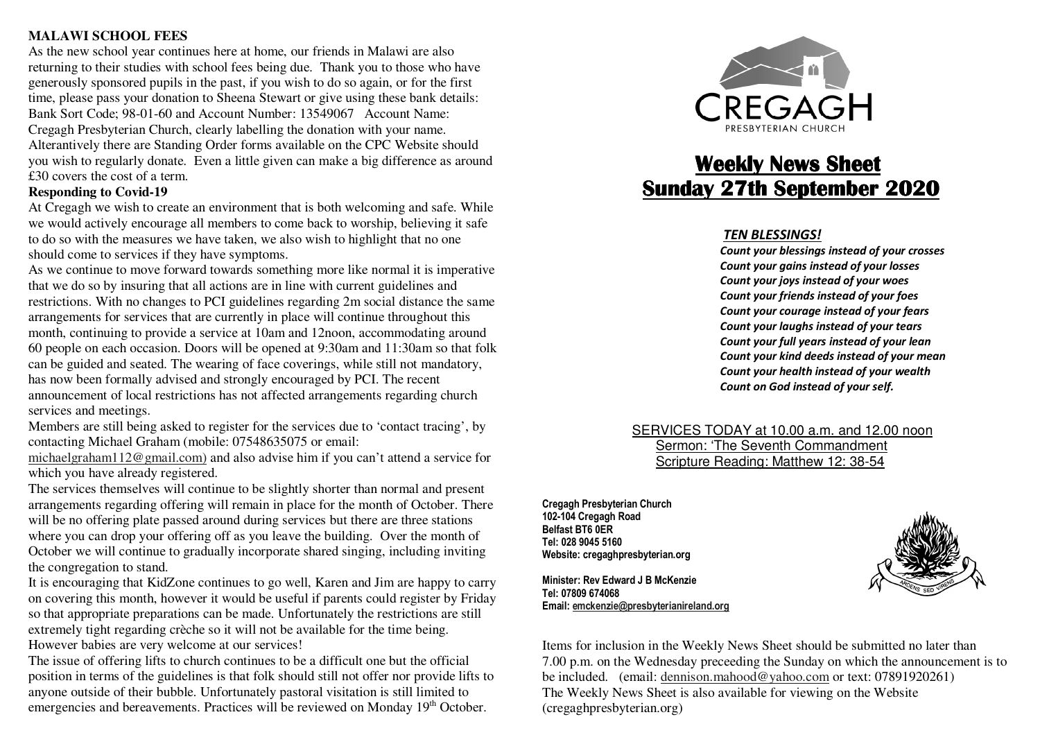**MALAWI SCHOOL FEES**

As the new school year continues here at home, our friends in Malawi are also returning to their studies with school fees being due. Thank you to those who have generously sponsored pupils in the past, if you wish to do so again, or for the first time, please pass your donation to Sheena Stewart or give using these bank details: Bank Sort Code; 98-01-60 and Account Number: 13549067 Account Name: Cregagh Presbyterian Church, clearly labelling the donation with your name. Alterantively there are Standing Order forms available on the CPC Website should you wish to regularly donate. Even a little given can make a big difference as around £30 covers the cost of a term.

**Responding to Covid-19**

At Cregagh we wish to create an environment that is both welcoming and safe. While we would actively encourage all members to come back to worship, believing it safe to do so with the measures we have taken, we also wish to highlight that no one should come to services if they have symptoms.

As we continue to move forward towards something more like normal it is imperative that we do so by insuring that all actions are in line with current guidelines and restrictions. With no changes to PCI guidelines regarding 2m social distance the same arrangements for services that are currently in place will continue throughout this month, continuing to provide a service at 10am and 12noon, accommodating around 60 people on each occasion. Doors will be opened at 9:30am and 11:30am so that folk can be guided and seated. The wearing of face coverings, while still not mandatory, has now been formally advised and strongly encouraged by PCI. The recent announcement of local restrictions has not affected arrangements regarding church services and meetings.

Members are still being asked to register for the services due to 'contact tracing', by contacting Michael Graham (mobile: 07548635075 or email: michaelgraham112@gmail.com) and also advise him if you can't attend a service for which you have already registered.

The services themselves will continue to be slightly shorter than normal and present arrangements regarding offering will remain in place for the month of October. There will be no offering plate passed around during services but there are three stations where you can drop your offering off as you leave the building. Over the month of October we will continue to gradually incorporate shared singing, including inviting the congregation to stand.

It is encouraging that KidZone continues to go well, Karen and Jim are happy to carry on covering this month, however it would be useful if parents could register by Friday so that appropriate preparations can be made. Unfortunately the restrictions are still extremely tight regarding crèche so it will not be available for the time being. However babies are very welcome at our services!

The issue of offering lifts to church continues to be a difficult one but the official position in terms of the guidelines is that folk should still not offer nor provide lifts to anyone outside of their bubble. Unfortunately pastoral visitation is still limited to emergencies and bereavements. Practices will be reviewed on Monday 19th October.

CREGAGH
PRESBYTERIAN CHURCH

# Weekly News Sheet
# Sunday 27th September 2020

***TEN BLESSINGS!***

*Count your blessings instead of your crosses*
*Count your gains instead of your losses*
*Count your joys instead of your woes*
*Count your friends instead of your foes*
*Count your courage instead of your fears*
*Count your laughs instead of your tears*
*Count your full years instead of your lean*
*Count your kind deeds instead of your mean*
*Count your health instead of your wealth*
*Count on God instead of your self.*

SERVICES TODAY at 10.00 a.m. and 12.00 noon
Sermon: 'The Seventh Commandment
Scripture Reading: Matthew 12: 38-54

**Cregagh Presbyterian Church**
**102-104 Cregagh Road**
**Belfast BT6 0ER**
**Tel: 028 9045 5160**
**Website: cregaghpresbyterian.org**

**Minister: Rev Edward J B McKenzie**
**Tel: 07809 674068**
**Email: emckenzie@presbyterianireland.org**

ARDENS SED VIRENS

Items for inclusion in the Weekly News Sheet should be submitted no later than 7.00 p.m. on the Wednesday preceeding the Sunday on which the announcement is to be included. (email: dennison.mahood@yahoo.com or text: 07891920261)
The Weekly News Sheet is also available for viewing on the Website (cregaghpresbyterian.org)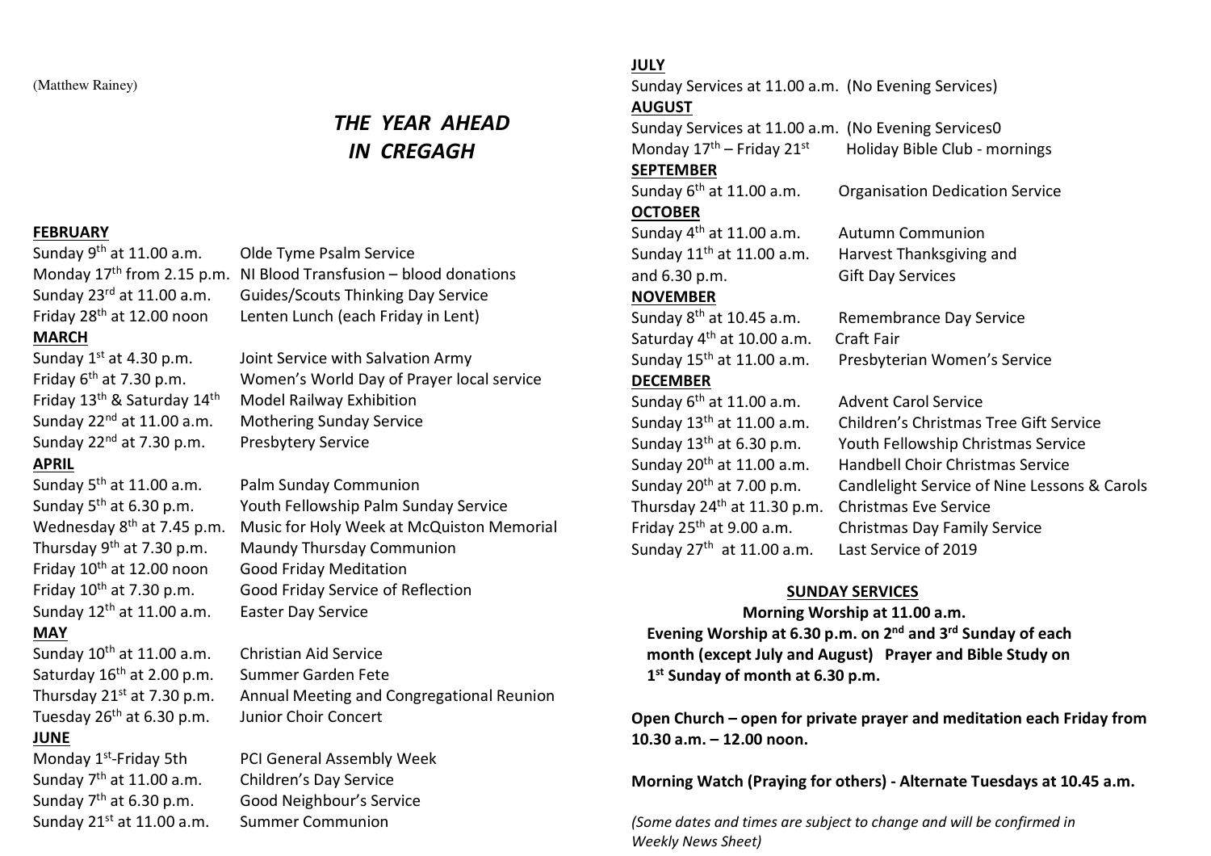(Matthew Rainey)

# THE YEAR AHEAD IN CREGAGH

**FEBRUARY**

Sunday 9th at 11.00 a.m. Olde Tyme Psalm Service
Monday 17th from 2.15 p.m. NI Blood Transfusion – blood donations
Sunday 23rd at 11.00 a.m. Guides/Scouts Thinking Day Service
Friday 28th at 12.00 noon Lenten Lunch (each Friday in Lent)

**MARCH**

Sunday 1st at 4.30 p.m. Joint Service with Salvation Army
Friday 6th at 7.30 p.m. Women's World Day of Prayer local service
Friday 13th & Saturday 14th Model Railway Exhibition
Sunday 22nd at 11.00 a.m. Mothering Sunday Service
Sunday 22nd at 7.30 p.m. Presbytery Service

**APRIL**

Sunday 5th at 11.00 a.m. Palm Sunday Communion
Sunday 5th at 6.30 p.m. Youth Fellowship Palm Sunday Service
Wednesday 8th at 7.45 p.m. Music for Holy Week at McQuiston Memorial
Thursday 9th at 7.30 p.m. Maundy Thursday Communion
Friday 10th at 12.00 noon Good Friday Meditation
Friday 10th at 7.30 p.m. Good Friday Service of Reflection
Sunday 12th at 11.00 a.m. Easter Day Service

**MAY**

Sunday 10th at 11.00 a.m. Christian Aid Service
Saturday 16th at 2.00 p.m. Summer Garden Fete
Thursday 21st at 7.30 p.m. Annual Meeting and Congregational Reunion
Tuesday 26th at 6.30 p.m. Junior Choir Concert

**JUNE**

Monday 1st-Friday 5th PCI General Assembly Week
Sunday 7th at 11.00 a.m. Children's Day Service
Sunday 7th at 6.30 p.m. Good Neighbour's Service
Sunday 21st at 11.00 a.m. Summer Communion

**JULY**

Sunday Services at 11.00 a.m. (No Evening Services)

**AUGUST**

Sunday Services at 11.00 a.m. (No Evening Services0
Monday 17th – Friday 21st Holiday Bible Club - mornings

**SEPTEMBER**

Sunday 6th at 11.00 a.m. Organisation Dedication Service

**OCTOBER**

Sunday 4th at 11.00 a.m. Autumn Communion
Sunday 11th at 11.00 a.m. Harvest Thanksgiving and
and 6.30 p.m. Gift Day Services

**NOVEMBER**

Sunday 8th at 10.45 a.m. Remembrance Day Service
Saturday 4th at 10.00 a.m. Craft Fair
Sunday 15th at 11.00 a.m. Presbyterian Women's Service

**DECEMBER**

Sunday 6th at 11.00 a.m. Advent Carol Service
Sunday 13th at 11.00 a.m. Children's Christmas Tree Gift Service
Sunday 13th at 6.30 p.m. Youth Fellowship Christmas Service
Sunday 20th at 11.00 a.m. Handbell Choir Christmas Service
Sunday 20th at 7.00 p.m. Candlelight Service of Nine Lessons & Carols
Thursday 24th at 11.30 p.m. Christmas Eve Service
Friday 25th at 9.00 a.m. Christmas Day Family Service
Sunday 27th at 11.00 a.m. Last Service of 2019

**SUNDAY SERVICES**

**Morning Worship at 11.00 a.m.**
**Evening Worship at 6.30 p.m. on 2nd and 3rd Sunday of each month (except July and August) Prayer and Bible Study on 1st Sunday of month at 6.30 p.m.**

**Open Church – open for private prayer and meditation each Friday from 10.30 a.m. – 12.00 noon.**

**Morning Watch (Praying for others) - Alternate Tuesdays at 10.45 a.m.**

*(Some dates and times are subject to change and will be confirmed in Weekly News Sheet)*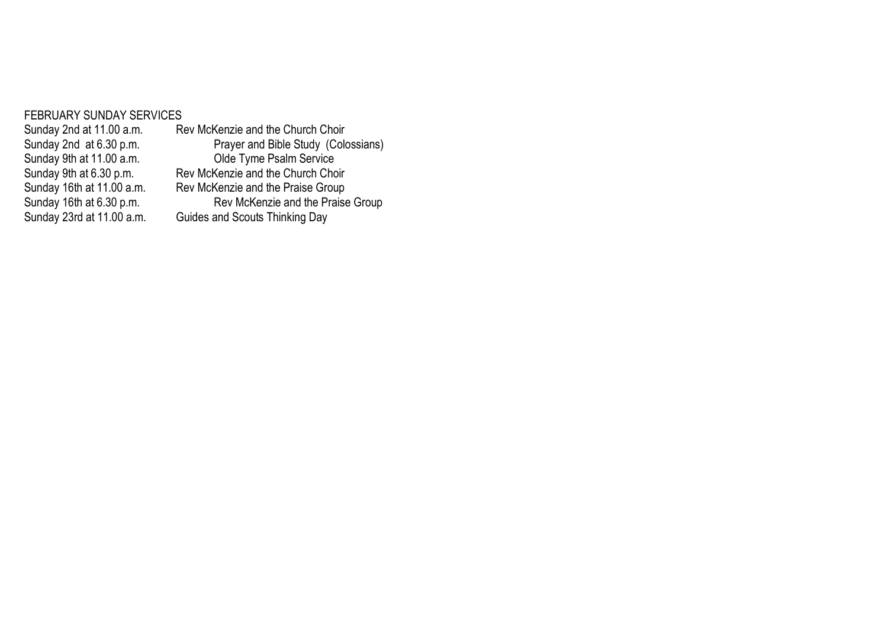FEBRUARY SUNDAY SERVICES

| | |
|---|---|
| Sunday 2nd at 11.00 a.m. | Rev McKenzie and the Church Choir |
| Sunday 2nd at 6.30 p.m. | Prayer and Bible Study (Colossians) |
| Sunday 9th at 11.00 a.m. | Olde Tyme Psalm Service |
| Sunday 9th at 6.30 p.m. | Rev McKenzie and the Church Choir |
| Sunday 16th at 11.00 a.m. | Rev McKenzie and the Praise Group |
| Sunday 16th at 6.30 p.m. | Rev McKenzie and the Praise Group |
| Sunday 23rd at 11.00 a.m. | Guides and Scouts Thinking Day |